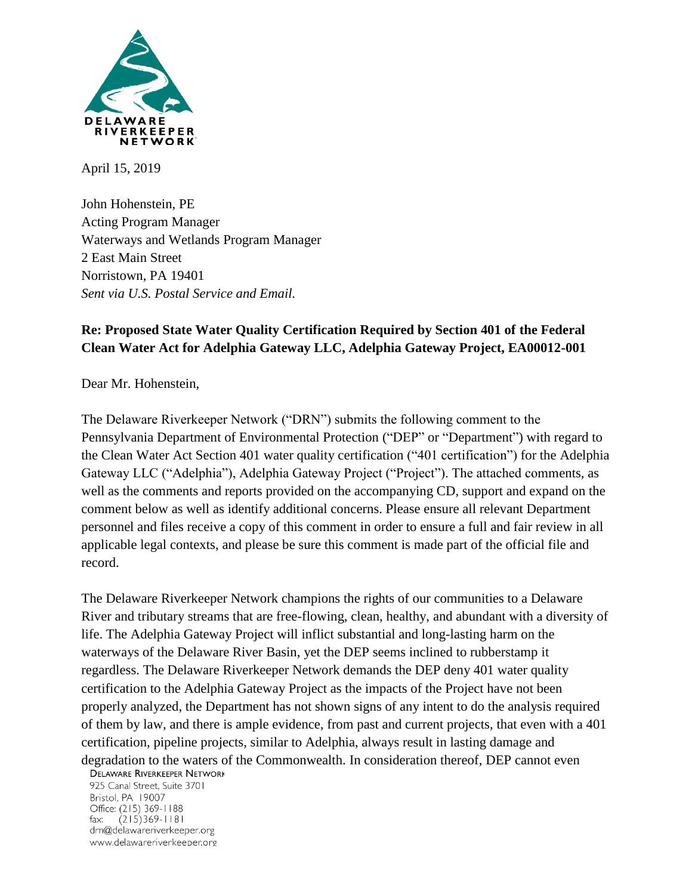DELAWARE RIVERKEEPER NETWORK

April 15, 2019

John Hohenstein, PE
Acting Program Manager
Waterways and Wetlands Program Manager
2 East Main Street
Norristown, PA 19401
*Sent via U.S. Postal Service and Email.*

**Re: Proposed State Water Quality Certification Required by Section 401 of the Federal Clean Water Act for Adelphia Gateway LLC, Adelphia Gateway Project, EA00012-001**

Dear Mr. Hohenstein,

The Delaware Riverkeeper Network ("DRN") submits the following comment to the Pennsylvania Department of Environmental Protection ("DEP" or "Department") with regard to the Clean Water Act Section 401 water quality certification ("401 certification") for the Adelphia Gateway LLC ("Adelphia"), Adelphia Gateway Project ("Project"). The attached comments, as well as the comments and reports provided on the accompanying CD, support and expand on the comment below as well as identify additional concerns. Please ensure all relevant Department personnel and files receive a copy of this comment in order to ensure a full and fair review in all applicable legal contexts, and please be sure this comment is made part of the official file and record.

The Delaware Riverkeeper Network champions the rights of our communities to a Delaware River and tributary streams that are free-flowing, clean, healthy, and abundant with a diversity of life. The Adelphia Gateway Project will inflict substantial and long-lasting harm on the waterways of the Delaware River Basin, yet the DEP seems inclined to rubberstamp it regardless. The Delaware Riverkeeper Network demands the DEP deny 401 water quality certification to the Adelphia Gateway Project as the impacts of the Project have not been properly analyzed, the Department has not shown signs of any intent to do the analysis required of them by law, and there is ample evidence, from past and current projects, that even with a 401 certification, pipeline projects, similar to Adelphia, always result in lasting damage and degradation to the waters of the Commonwealth. In consideration thereof, DEP cannot even

DELAWARE RIVERKEEPER NETWORK
925 Canal Street, Suite 3701
Bristol, PA 19007
Office: (215) 369-1188
fax: (215)369-1181
drn@delawareriverkeeper.org
www.delawareriverkeeper.org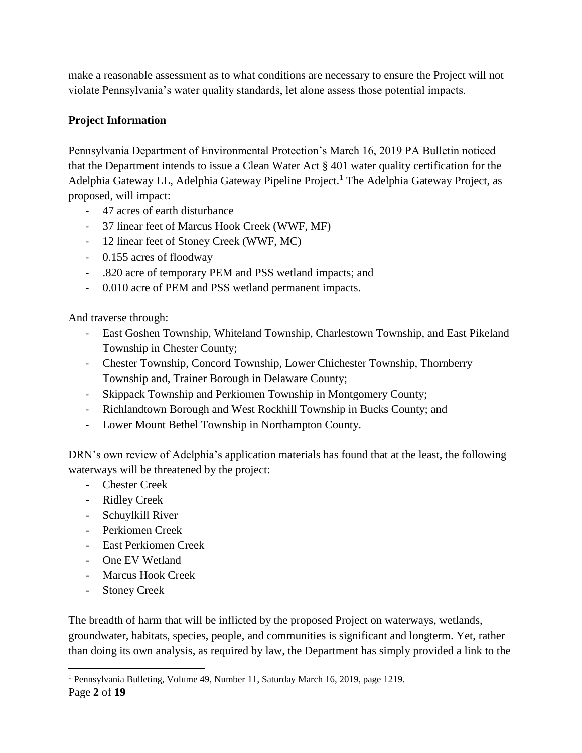make a reasonable assessment as to what conditions are necessary to ensure the Project will not violate Pennsylvania's water quality standards, let alone assess those potential impacts.

**Project Information**

Pennsylvania Department of Environmental Protection's March 16, 2019 PA Bulletin noticed that the Department intends to issue a Clean Water Act § 401 water quality certification for the Adelphia Gateway LL, Adelphia Gateway Pipeline Project.[1] The Adelphia Gateway Project, as proposed, will impact:

- 47 acres of earth disturbance
- 37 linear feet of Marcus Hook Creek (WWF, MF)
- 12 linear feet of Stoney Creek (WWF, MC)
- 0.155 acres of floodway
- .820 acre of temporary PEM and PSS wetland impacts; and
- 0.010 acre of PEM and PSS wetland permanent impacts.

And traverse through:

- East Goshen Township, Whiteland Township, Charlestown Township, and East Pikeland Township in Chester County;
- Chester Township, Concord Township, Lower Chichester Township, Thornberry Township and, Trainer Borough in Delaware County;
- Skippack Township and Perkiomen Township in Montgomery County;
- Richlandtown Borough and West Rockhill Township in Bucks County; and
- Lower Mount Bethel Township in Northampton County.

DRN's own review of Adelphia's application materials has found that at the least, the following waterways will be threatened by the project:

- Chester Creek
- Ridley Creek
- Schuylkill River
- Perkiomen Creek
- East Perkiomen Creek
- One EV Wetland
- Marcus Hook Creek
- Stoney Creek

The breadth of harm that will be inflicted by the proposed Project on waterways, wetlands, groundwater, habitats, species, people, and communities is significant and longterm. Yet, rather than doing its own analysis, as required by law, the Department has simply provided a link to the

[1] Pennsylvania Bulleting, Volume 49, Number 11, Saturday March 16, 2019, page 1219.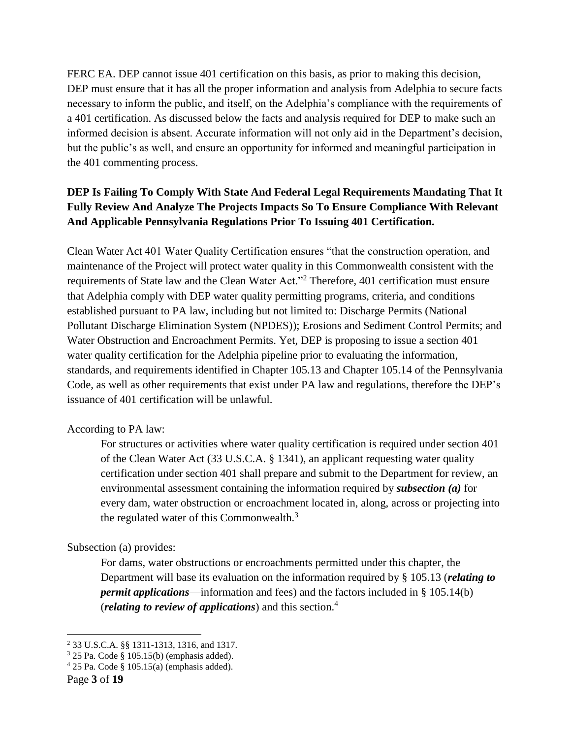FERC EA. DEP cannot issue 401 certification on this basis, as prior to making this decision, DEP must ensure that it has all the proper information and analysis from Adelphia to secure facts necessary to inform the public, and itself, on the Adelphia's compliance with the requirements of a 401 certification. As discussed below the facts and analysis required for DEP to make such an informed decision is absent. Accurate information will not only aid in the Department's decision, but the public's as well, and ensure an opportunity for informed and meaningful participation in the 401 commenting process.

**DEP Is Failing To Comply With State And Federal Legal Requirements Mandating That It Fully Review And Analyze The Projects Impacts So To Ensure Compliance With Relevant And Applicable Pennsylvania Regulations Prior To Issuing 401 Certification.**

Clean Water Act 401 Water Quality Certification ensures "that the construction operation, and maintenance of the Project will protect water quality in this Commonwealth consistent with the requirements of State law and the Clean Water Act."[2] Therefore, 401 certification must ensure that Adelphia comply with DEP water quality permitting programs, criteria, and conditions established pursuant to PA law, including but not limited to: Discharge Permits (National Pollutant Discharge Elimination System (NPDES)); Erosions and Sediment Control Permits; and Water Obstruction and Encroachment Permits. Yet, DEP is proposing to issue a section 401 water quality certification for the Adelphia pipeline prior to evaluating the information, standards, and requirements identified in Chapter 105.13 and Chapter 105.14 of the Pennsylvania Code, as well as other requirements that exist under PA law and regulations, therefore the DEP's issuance of 401 certification will be unlawful.

According to PA law:

> For structures or activities where water quality certification is required under section 401 of the Clean Water Act (33 U.S.C.A. § 1341), an applicant requesting water quality certification under section 401 shall prepare and submit to the Department for review, an environmental assessment containing the information required by ***subsection (a)*** for every dam, water obstruction or encroachment located in, along, across or projecting into the regulated water of this Commonwealth.[3]

Subsection (a) provides:

> For dams, water obstructions or encroachments permitted under this chapter, the Department will base its evaluation on the information required by § 105.13 (***relating to permit applications***—information and fees) and the factors included in § 105.14(b) (***relating to review of applications***) and this section.[4]

---

[2] 33 U.S.C.A. §§ 1311-1313, 1316, and 1317.

[3] 25 Pa. Code § 105.15(b) (emphasis added).

[4] 25 Pa. Code § 105.15(a) (emphasis added).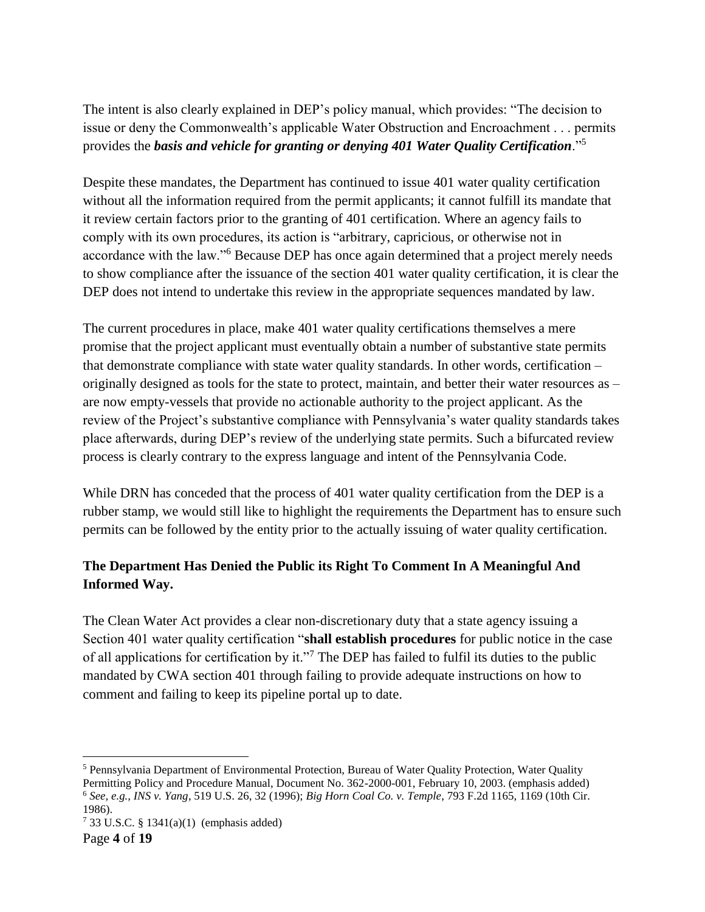The intent is also clearly explained in DEP's policy manual, which provides: "The decision to issue or deny the Commonwealth's applicable Water Obstruction and Encroachment . . . permits provides the ***basis and vehicle for granting or denying 401 Water Quality Certification***."[5]

Despite these mandates, the Department has continued to issue 401 water quality certification without all the information required from the permit applicants; it cannot fulfill its mandate that it review certain factors prior to the granting of 401 certification. Where an agency fails to comply with its own procedures, its action is "arbitrary, capricious, or otherwise not in accordance with the law."[6] Because DEP has once again determined that a project merely needs to show compliance after the issuance of the section 401 water quality certification, it is clear the DEP does not intend to undertake this review in the appropriate sequences mandated by law.

The current procedures in place, make 401 water quality certifications themselves a mere promise that the project applicant must eventually obtain a number of substantive state permits that demonstrate compliance with state water quality standards. In other words, certification – originally designed as tools for the state to protect, maintain, and better their water resources as – are now empty-vessels that provide no actionable authority to the project applicant. As the review of the Project's substantive compliance with Pennsylvania's water quality standards takes place afterwards, during DEP's review of the underlying state permits. Such a bifurcated review process is clearly contrary to the express language and intent of the Pennsylvania Code.

While DRN has conceded that the process of 401 water quality certification from the DEP is a rubber stamp, we would still like to highlight the requirements the Department has to ensure such permits can be followed by the entity prior to the actually issuing of water quality certification.

**The Department Has Denied the Public its Right To Comment In A Meaningful And Informed Way.**

The Clean Water Act provides a clear non-discretionary duty that a state agency issuing a Section 401 water quality certification "**shall establish procedures** for public notice in the case of all applications for certification by it."[7] The DEP has failed to fulfil its duties to the public mandated by CWA section 401 through failing to provide adequate instructions on how to comment and failing to keep its pipeline portal up to date.

---

[5] Pennsylvania Department of Environmental Protection, Bureau of Water Quality Protection, Water Quality Permitting Policy and Procedure Manual, Document No. 362-2000-001, February 10, 2003. (emphasis added)

[6] *See, e.g.*, *INS v. Yang*, 519 U.S. 26, 32 (1996); *Big Horn Coal Co. v. Temple*, 793 F.2d 1165, 1169 (10th Cir. 1986).

[7] 33 U.S.C. § 1341(a)(1) (emphasis added)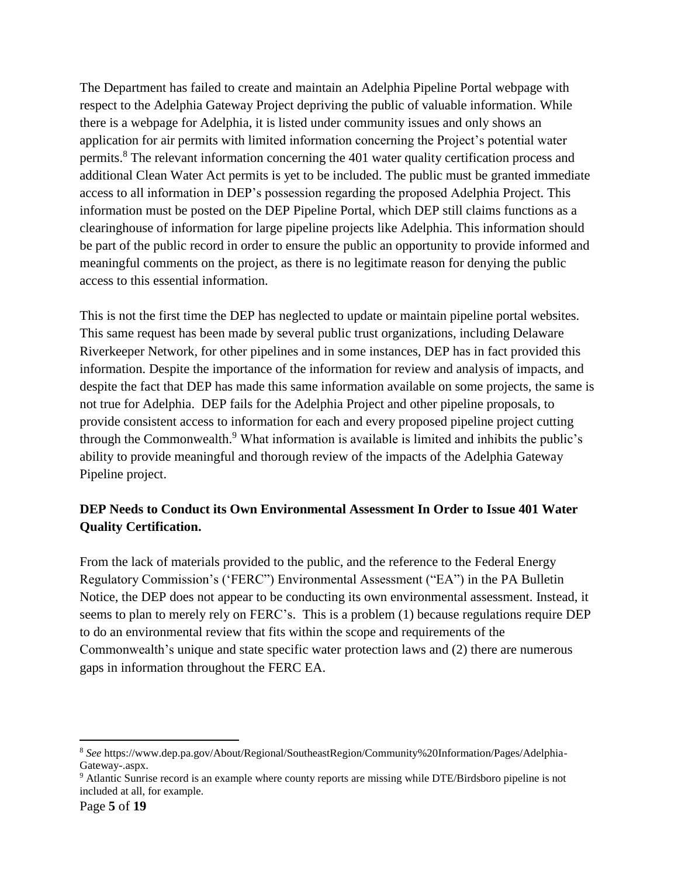The Department has failed to create and maintain an Adelphia Pipeline Portal webpage with respect to the Adelphia Gateway Project depriving the public of valuable information. While there is a webpage for Adelphia, it is listed under community issues and only shows an application for air permits with limited information concerning the Project's potential water permits.[8] The relevant information concerning the 401 water quality certification process and additional Clean Water Act permits is yet to be included. The public must be granted immediate access to all information in DEP's possession regarding the proposed Adelphia Project. This information must be posted on the DEP Pipeline Portal, which DEP still claims functions as a clearinghouse of information for large pipeline projects like Adelphia. This information should be part of the public record in order to ensure the public an opportunity to provide informed and meaningful comments on the project, as there is no legitimate reason for denying the public access to this essential information.

This is not the first time the DEP has neglected to update or maintain pipeline portal websites. This same request has been made by several public trust organizations, including Delaware Riverkeeper Network, for other pipelines and in some instances, DEP has in fact provided this information. Despite the importance of the information for review and analysis of impacts, and despite the fact that DEP has made this same information available on some projects, the same is not true for Adelphia. DEP fails for the Adelphia Project and other pipeline proposals, to provide consistent access to information for each and every proposed pipeline project cutting through the Commonwealth.[9] What information is available is limited and inhibits the public's ability to provide meaningful and thorough review of the impacts of the Adelphia Gateway Pipeline project.

**DEP Needs to Conduct its Own Environmental Assessment In Order to Issue 401 Water Quality Certification.**

From the lack of materials provided to the public, and the reference to the Federal Energy Regulatory Commission's ('FERC") Environmental Assessment ("EA") in the PA Bulletin Notice, the DEP does not appear to be conducting its own environmental assessment. Instead, it seems to plan to merely rely on FERC's. This is a problem (1) because regulations require DEP to do an environmental review that fits within the scope and requirements of the Commonwealth's unique and state specific water protection laws and (2) there are numerous gaps in information throughout the FERC EA.

---

[8] *See* https://www.dep.pa.gov/About/Regional/SoutheastRegion/Community%20Information/Pages/Adelphia-Gateway-.aspx.

[9] Atlantic Sunrise record is an example where county reports are missing while DTE/Birdsboro pipeline is not included at all, for example.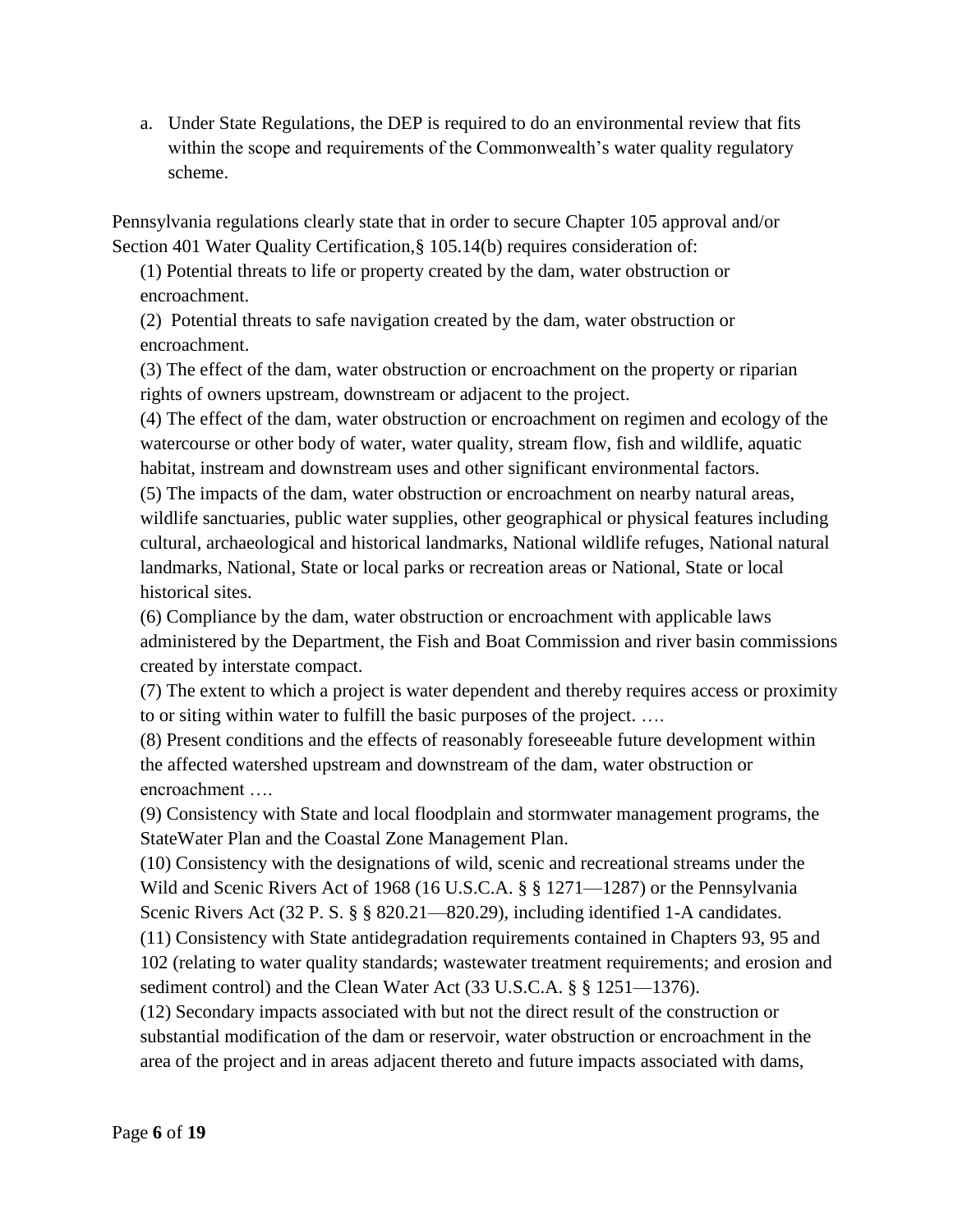a. Under State Regulations, the DEP is required to do an environmental review that fits within the scope and requirements of the Commonwealth's water quality regulatory scheme.

Pennsylvania regulations clearly state that in order to secure Chapter 105 approval and/or Section 401 Water Quality Certification,§ 105.14(b) requires consideration of:

> (1) Potential threats to life or property created by the dam, water obstruction or encroachment.
>
> (2) Potential threats to safe navigation created by the dam, water obstruction or encroachment.
>
> (3) The effect of the dam, water obstruction or encroachment on the property or riparian rights of owners upstream, downstream or adjacent to the project.
>
> (4) The effect of the dam, water obstruction or encroachment on regimen and ecology of the watercourse or other body of water, water quality, stream flow, fish and wildlife, aquatic habitat, instream and downstream uses and other significant environmental factors.
>
> (5) The impacts of the dam, water obstruction or encroachment on nearby natural areas, wildlife sanctuaries, public water supplies, other geographical or physical features including cultural, archaeological and historical landmarks, National wildlife refuges, National natural landmarks, National, State or local parks or recreation areas or National, State or local historical sites.
>
> (6) Compliance by the dam, water obstruction or encroachment with applicable laws administered by the Department, the Fish and Boat Commission and river basin commissions created by interstate compact.
>
> (7) The extent to which a project is water dependent and thereby requires access or proximity to or siting within water to fulfill the basic purposes of the project. ….
>
> (8) Present conditions and the effects of reasonably foreseeable future development within the affected watershed upstream and downstream of the dam, water obstruction or encroachment ….
>
> (9) Consistency with State and local floodplain and stormwater management programs, the StateWater Plan and the Coastal Zone Management Plan.
>
> (10) Consistency with the designations of wild, scenic and recreational streams under the Wild and Scenic Rivers Act of 1968 (16 U.S.C.A. § § 1271—1287) or the Pennsylvania Scenic Rivers Act (32 P. S. § § 820.21—820.29), including identified 1-A candidates.
>
> (11) Consistency with State antidegradation requirements contained in Chapters 93, 95 and 102 (relating to water quality standards; wastewater treatment requirements; and erosion and sediment control) and the Clean Water Act (33 U.S.C.A. § § 1251—1376).
>
> (12) Secondary impacts associated with but not the direct result of the construction or substantial modification of the dam or reservoir, water obstruction or encroachment in the area of the project and in areas adjacent thereto and future impacts associated with dams,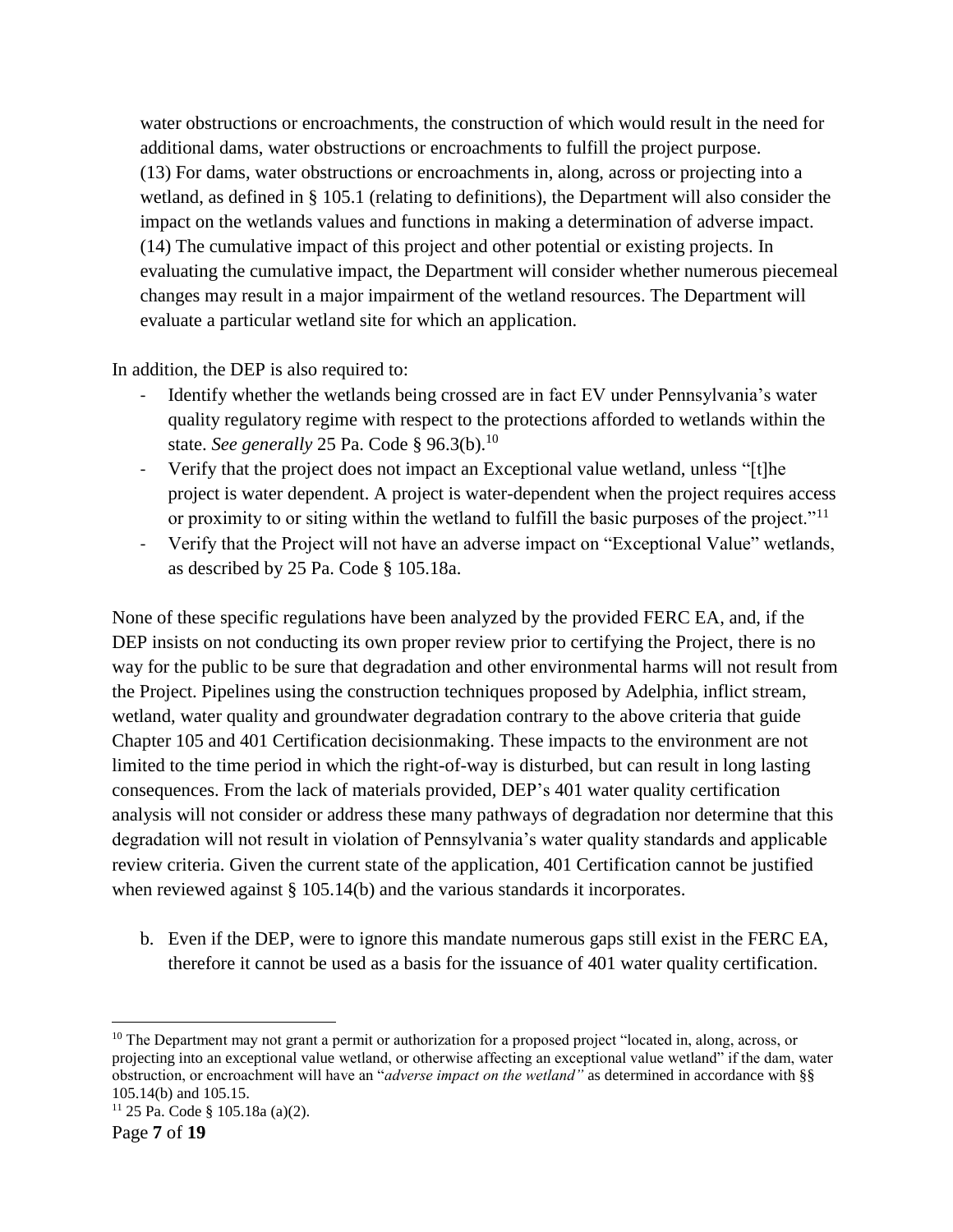water obstructions or encroachments, the construction of which would result in the need for additional dams, water obstructions or encroachments to fulfill the project purpose.
(13) For dams, water obstructions or encroachments in, along, across or projecting into a wetland, as defined in § 105.1 (relating to definitions), the Department will also consider the impact on the wetlands values and functions in making a determination of adverse impact.
(14) The cumulative impact of this project and other potential or existing projects. In evaluating the cumulative impact, the Department will consider whether numerous piecemeal changes may result in a major impairment of the wetland resources. The Department will evaluate a particular wetland site for which an application.

In addition, the DEP is also required to:

- Identify whether the wetlands being crossed are in fact EV under Pennsylvania's water quality regulatory regime with respect to the protections afforded to wetlands within the state. *See generally* 25 Pa. Code § 96.3(b).[10]
- Verify that the project does not impact an Exceptional value wetland, unless "[t]he project is water dependent. A project is water-dependent when the project requires access or proximity to or siting within the wetland to fulfill the basic purposes of the project."[11]
- Verify that the Project will not have an adverse impact on "Exceptional Value" wetlands, as described by 25 Pa. Code § 105.18a.

None of these specific regulations have been analyzed by the provided FERC EA, and, if the DEP insists on not conducting its own proper review prior to certifying the Project, there is no way for the public to be sure that degradation and other environmental harms will not result from the Project. Pipelines using the construction techniques proposed by Adelphia, inflict stream, wetland, water quality and groundwater degradation contrary to the above criteria that guide Chapter 105 and 401 Certification decisionmaking. These impacts to the environment are not limited to the time period in which the right-of-way is disturbed, but can result in long lasting consequences. From the lack of materials provided, DEP's 401 water quality certification analysis will not consider or address these many pathways of degradation nor determine that this degradation will not result in violation of Pennsylvania's water quality standards and applicable review criteria. Given the current state of the application, 401 Certification cannot be justified when reviewed against § 105.14(b) and the various standards it incorporates.

b. Even if the DEP, were to ignore this mandate numerous gaps still exist in the FERC EA, therefore it cannot be used as a basis for the issuance of 401 water quality certification.

---

[10] The Department may not grant a permit or authorization for a proposed project "located in, along, across, or projecting into an exceptional value wetland, or otherwise affecting an exceptional value wetland" if the dam, water obstruction, or encroachment will have an "*adverse impact on the wetland"* as determined in accordance with §§ 105.14(b) and 105.15.

[11] 25 Pa. Code § 105.18a (a)(2).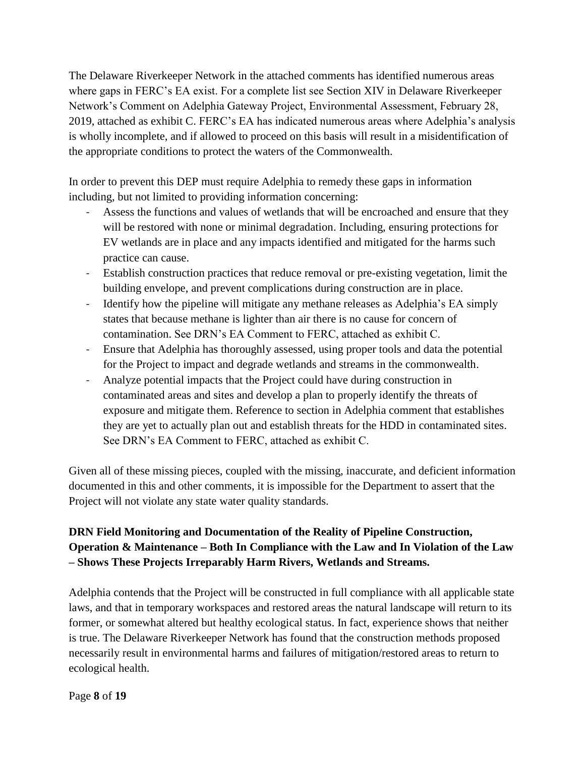The Delaware Riverkeeper Network in the attached comments has identified numerous areas where gaps in FERC's EA exist. For a complete list see Section XIV in Delaware Riverkeeper Network's Comment on Adelphia Gateway Project, Environmental Assessment, February 28, 2019, attached as exhibit C. FERC's EA has indicated numerous areas where Adelphia's analysis is wholly incomplete, and if allowed to proceed on this basis will result in a misidentification of the appropriate conditions to protect the waters of the Commonwealth.

In order to prevent this DEP must require Adelphia to remedy these gaps in information including, but not limited to providing information concerning:

- Assess the functions and values of wetlands that will be encroached and ensure that they will be restored with none or minimal degradation. Including, ensuring protections for EV wetlands are in place and any impacts identified and mitigated for the harms such practice can cause.
- Establish construction practices that reduce removal or pre-existing vegetation, limit the building envelope, and prevent complications during construction are in place.
- Identify how the pipeline will mitigate any methane releases as Adelphia's EA simply states that because methane is lighter than air there is no cause for concern of contamination. See DRN's EA Comment to FERC, attached as exhibit C.
- Ensure that Adelphia has thoroughly assessed, using proper tools and data the potential for the Project to impact and degrade wetlands and streams in the commonwealth.
- Analyze potential impacts that the Project could have during construction in contaminated areas and sites and develop a plan to properly identify the threats of exposure and mitigate them. Reference to section in Adelphia comment that establishes they are yet to actually plan out and establish threats for the HDD in contaminated sites. See DRN's EA Comment to FERC, attached as exhibit C.

Given all of these missing pieces, coupled with the missing, inaccurate, and deficient information documented in this and other comments, it is impossible for the Department to assert that the Project will not violate any state water quality standards.

**DRN Field Monitoring and Documentation of the Reality of Pipeline Construction, Operation & Maintenance – Both In Compliance with the Law and In Violation of the Law – Shows These Projects Irreparably Harm Rivers, Wetlands and Streams.**

Adelphia contends that the Project will be constructed in full compliance with all applicable state laws, and that in temporary workspaces and restored areas the natural landscape will return to its former, or somewhat altered but healthy ecological status. In fact, experience shows that neither is true. The Delaware Riverkeeper Network has found that the construction methods proposed necessarily result in environmental harms and failures of mitigation/restored areas to return to ecological health.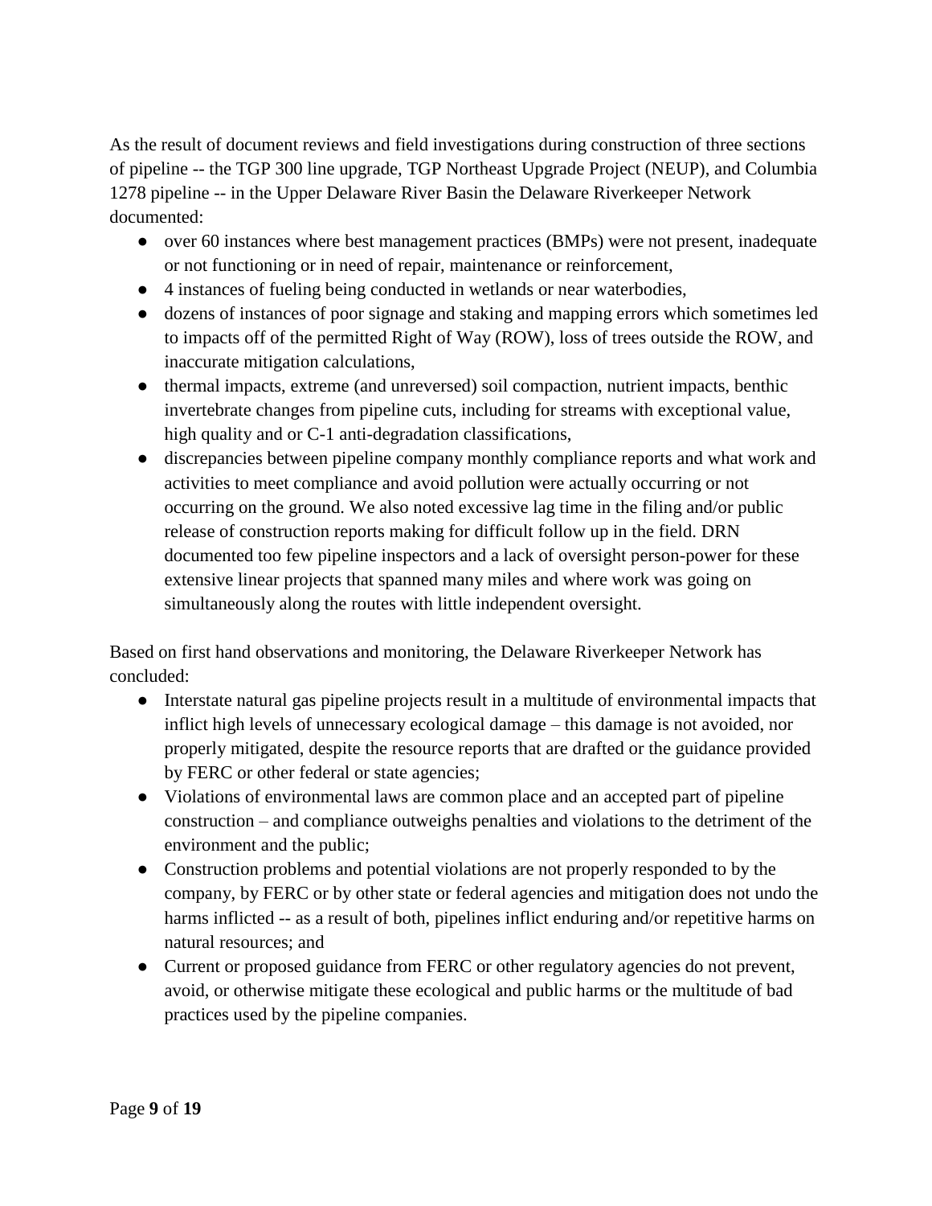As the result of document reviews and field investigations during construction of three sections of pipeline -- the TGP 300 line upgrade, TGP Northeast Upgrade Project (NEUP), and Columbia 1278 pipeline -- in the Upper Delaware River Basin the Delaware Riverkeeper Network documented:

- over 60 instances where best management practices (BMPs) were not present, inadequate or not functioning or in need of repair, maintenance or reinforcement,
- 4 instances of fueling being conducted in wetlands or near waterbodies,
- dozens of instances of poor signage and staking and mapping errors which sometimes led to impacts off of the permitted Right of Way (ROW), loss of trees outside the ROW, and inaccurate mitigation calculations,
- thermal impacts, extreme (and unreversed) soil compaction, nutrient impacts, benthic invertebrate changes from pipeline cuts, including for streams with exceptional value, high quality and or C-1 anti-degradation classifications,
- discrepancies between pipeline company monthly compliance reports and what work and activities to meet compliance and avoid pollution were actually occurring or not occurring on the ground. We also noted excessive lag time in the filing and/or public release of construction reports making for difficult follow up in the field. DRN documented too few pipeline inspectors and a lack of oversight person-power for these extensive linear projects that spanned many miles and where work was going on simultaneously along the routes with little independent oversight.

Based on first hand observations and monitoring, the Delaware Riverkeeper Network has concluded:

- Interstate natural gas pipeline projects result in a multitude of environmental impacts that inflict high levels of unnecessary ecological damage – this damage is not avoided, nor properly mitigated, despite the resource reports that are drafted or the guidance provided by FERC or other federal or state agencies;
- Violations of environmental laws are common place and an accepted part of pipeline construction – and compliance outweighs penalties and violations to the detriment of the environment and the public;
- Construction problems and potential violations are not properly responded to by the company, by FERC or by other state or federal agencies and mitigation does not undo the harms inflicted -- as a result of both, pipelines inflict enduring and/or repetitive harms on natural resources; and
- Current or proposed guidance from FERC or other regulatory agencies do not prevent, avoid, or otherwise mitigate these ecological and public harms or the multitude of bad practices used by the pipeline companies.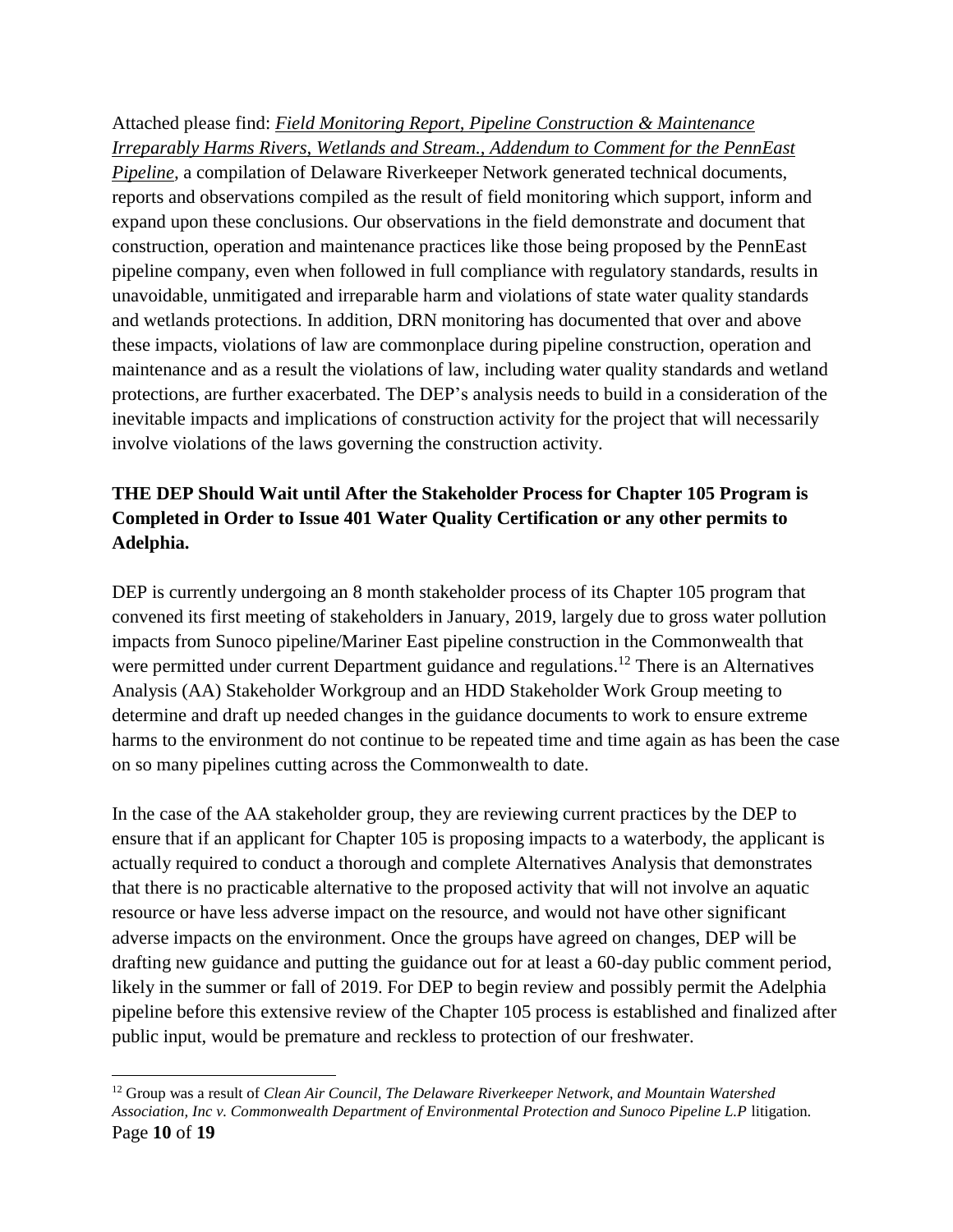Attached please find: ***Field Monitoring Report, Pipeline Construction & Maintenance Irreparably Harms Rivers, Wetlands and Stream., Addendum to Comment for the PennEast Pipeline***, a compilation of Delaware Riverkeeper Network generated technical documents, reports and observations compiled as the result of field monitoring which support, inform and expand upon these conclusions. Our observations in the field demonstrate and document that construction, operation and maintenance practices like those being proposed by the PennEast pipeline company, even when followed in full compliance with regulatory standards, results in unavoidable, unmitigated and irreparable harm and violations of state water quality standards and wetlands protections. In addition, DRN monitoring has documented that over and above these impacts, violations of law are commonplace during pipeline construction, operation and maintenance and as a result the violations of law, including water quality standards and wetland protections, are further exacerbated. The DEP's analysis needs to build in a consideration of the inevitable impacts and implications of construction activity for the project that will necessarily involve violations of the laws governing the construction activity.

**THE DEP Should Wait until After the Stakeholder Process for Chapter 105 Program is Completed in Order to Issue 401 Water Quality Certification or any other permits to Adelphia.**

DEP is currently undergoing an 8 month stakeholder process of its Chapter 105 program that convened its first meeting of stakeholders in January, 2019, largely due to gross water pollution impacts from Sunoco pipeline/Mariner East pipeline construction in the Commonwealth that were permitted under current Department guidance and regulations.[12] There is an Alternatives Analysis (AA) Stakeholder Workgroup and an HDD Stakeholder Work Group meeting to determine and draft up needed changes in the guidance documents to work to ensure extreme harms to the environment do not continue to be repeated time and time again as has been the case on so many pipelines cutting across the Commonwealth to date.

In the case of the AA stakeholder group, they are reviewing current practices by the DEP to ensure that if an applicant for Chapter 105 is proposing impacts to a waterbody, the applicant is actually required to conduct a thorough and complete Alternatives Analysis that demonstrates that there is no practicable alternative to the proposed activity that will not involve an aquatic resource or have less adverse impact on the resource, and would not have other significant adverse impacts on the environment. Once the groups have agreed on changes, DEP will be drafting new guidance and putting the guidance out for at least a 60-day public comment period, likely in the summer or fall of 2019. For DEP to begin review and possibly permit the Adelphia pipeline before this extensive review of the Chapter 105 process is established and finalized after public input, would be premature and reckless to protection of our freshwater.

---

[12] Group was a result of *Clean Air Council, The Delaware Riverkeeper Network, and Mountain Watershed Association, Inc v. Commonwealth Department of Environmental Protection and Sunoco Pipeline L.P* litigation.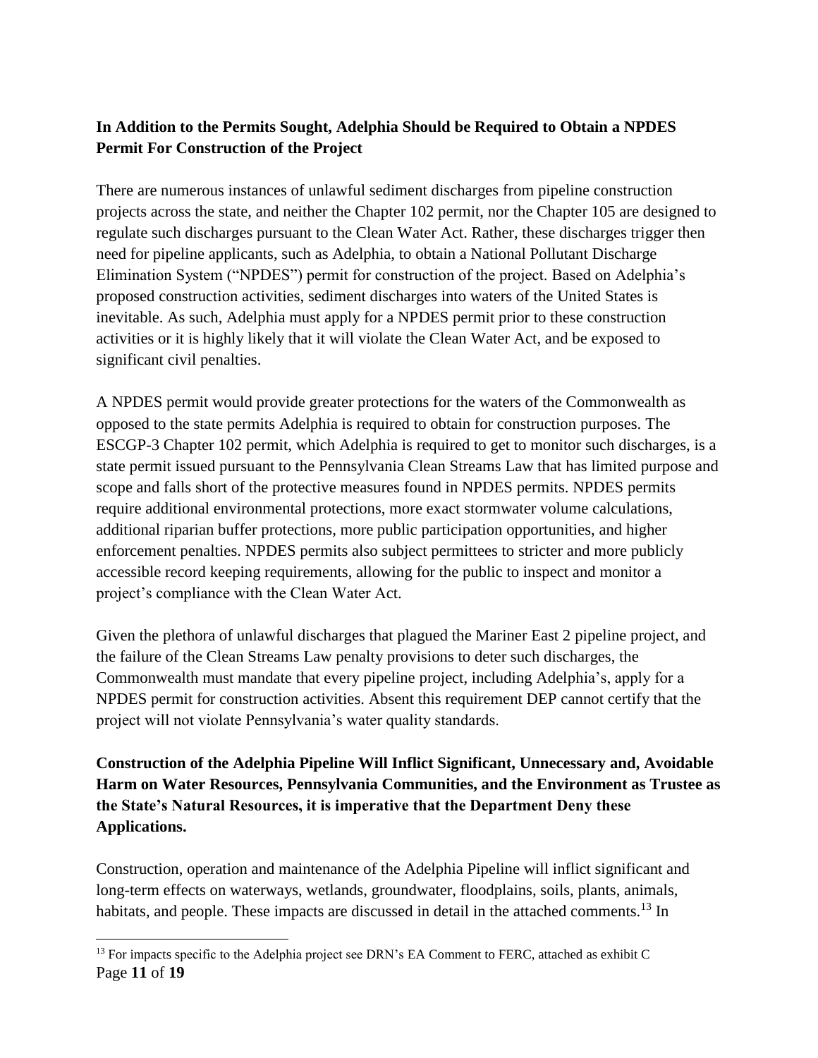**In Addition to the Permits Sought, Adelphia Should be Required to Obtain a NPDES Permit For Construction of the Project**

There are numerous instances of unlawful sediment discharges from pipeline construction projects across the state, and neither the Chapter 102 permit, nor the Chapter 105 are designed to regulate such discharges pursuant to the Clean Water Act. Rather, these discharges trigger then need for pipeline applicants, such as Adelphia, to obtain a National Pollutant Discharge Elimination System ("NPDES") permit for construction of the project. Based on Adelphia's proposed construction activities, sediment discharges into waters of the United States is inevitable. As such, Adelphia must apply for a NPDES permit prior to these construction activities or it is highly likely that it will violate the Clean Water Act, and be exposed to significant civil penalties.

A NPDES permit would provide greater protections for the waters of the Commonwealth as opposed to the state permits Adelphia is required to obtain for construction purposes. The ESCGP-3 Chapter 102 permit, which Adelphia is required to get to monitor such discharges, is a state permit issued pursuant to the Pennsylvania Clean Streams Law that has limited purpose and scope and falls short of the protective measures found in NPDES permits. NPDES permits require additional environmental protections, more exact stormwater volume calculations, additional riparian buffer protections, more public participation opportunities, and higher enforcement penalties. NPDES permits also subject permittees to stricter and more publicly accessible record keeping requirements, allowing for the public to inspect and monitor a project's compliance with the Clean Water Act.

Given the plethora of unlawful discharges that plagued the Mariner East 2 pipeline project, and the failure of the Clean Streams Law penalty provisions to deter such discharges, the Commonwealth must mandate that every pipeline project, including Adelphia's, apply for a NPDES permit for construction activities. Absent this requirement DEP cannot certify that the project will not violate Pennsylvania's water quality standards.

**Construction of the Adelphia Pipeline Will Inflict Significant, Unnecessary and, Avoidable Harm on Water Resources, Pennsylvania Communities, and the Environment as Trustee as the State's Natural Resources, it is imperative that the Department Deny these Applications.**

Construction, operation and maintenance of the Adelphia Pipeline will inflict significant and long-term effects on waterways, wetlands, groundwater, floodplains, soils, plants, animals, habitats, and people. These impacts are discussed in detail in the attached comments.[13] In

[13] For impacts specific to the Adelphia project see DRN's EA Comment to FERC, attached as exhibit C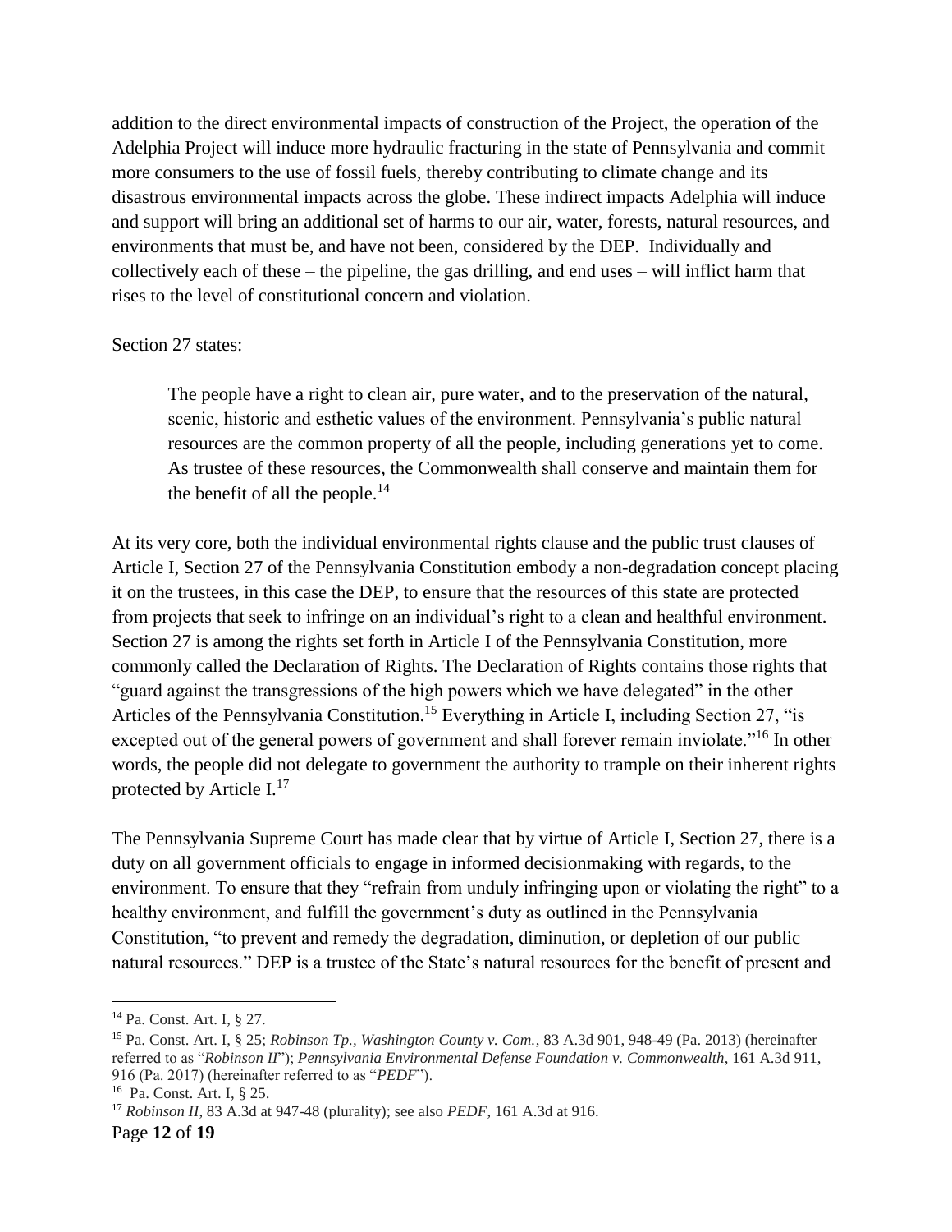addition to the direct environmental impacts of construction of the Project, the operation of the Adelphia Project will induce more hydraulic fracturing in the state of Pennsylvania and commit more consumers to the use of fossil fuels, thereby contributing to climate change and its disastrous environmental impacts across the globe. These indirect impacts Adelphia will induce and support will bring an additional set of harms to our air, water, forests, natural resources, and environments that must be, and have not been, considered by the DEP. Individually and collectively each of these – the pipeline, the gas drilling, and end uses – will inflict harm that rises to the level of constitutional concern and violation.

Section 27 states:

> The people have a right to clean air, pure water, and to the preservation of the natural, scenic, historic and esthetic values of the environment. Pennsylvania's public natural resources are the common property of all the people, including generations yet to come. As trustee of these resources, the Commonwealth shall conserve and maintain them for the benefit of all the people.[14]

At its very core, both the individual environmental rights clause and the public trust clauses of Article I, Section 27 of the Pennsylvania Constitution embody a non-degradation concept placing it on the trustees, in this case the DEP, to ensure that the resources of this state are protected from projects that seek to infringe on an individual's right to a clean and healthful environment. Section 27 is among the rights set forth in Article I of the Pennsylvania Constitution, more commonly called the Declaration of Rights. The Declaration of Rights contains those rights that "guard against the transgressions of the high powers which we have delegated" in the other Articles of the Pennsylvania Constitution.[15] Everything in Article I, including Section 27, "is excepted out of the general powers of government and shall forever remain inviolate."[16] In other words, the people did not delegate to government the authority to trample on their inherent rights protected by Article I.[17]

The Pennsylvania Supreme Court has made clear that by virtue of Article I, Section 27, there is a duty on all government officials to engage in informed decisionmaking with regards, to the environment. To ensure that they "refrain from unduly infringing upon or violating the right" to a healthy environment, and fulfill the government's duty as outlined in the Pennsylvania Constitution, "to prevent and remedy the degradation, diminution, or depletion of our public natural resources." DEP is a trustee of the State's natural resources for the benefit of present and

---

[14] Pa. Const. Art. I, § 27.

[15] Pa. Const. Art. I, § 25; *Robinson Tp., Washington County v. Com.*, 83 A.3d 901, 948-49 (Pa. 2013) (hereinafter referred to as "*Robinson II*"); *Pennsylvania Environmental Defense Foundation v. Commonwealth*, 161 A.3d 911, 916 (Pa. 2017) (hereinafter referred to as "*PEDF*").

[16] Pa. Const. Art. I, § 25.

[17] *Robinson II*, 83 A.3d at 947-48 (plurality); see also *PEDF*, 161 A.3d at 916.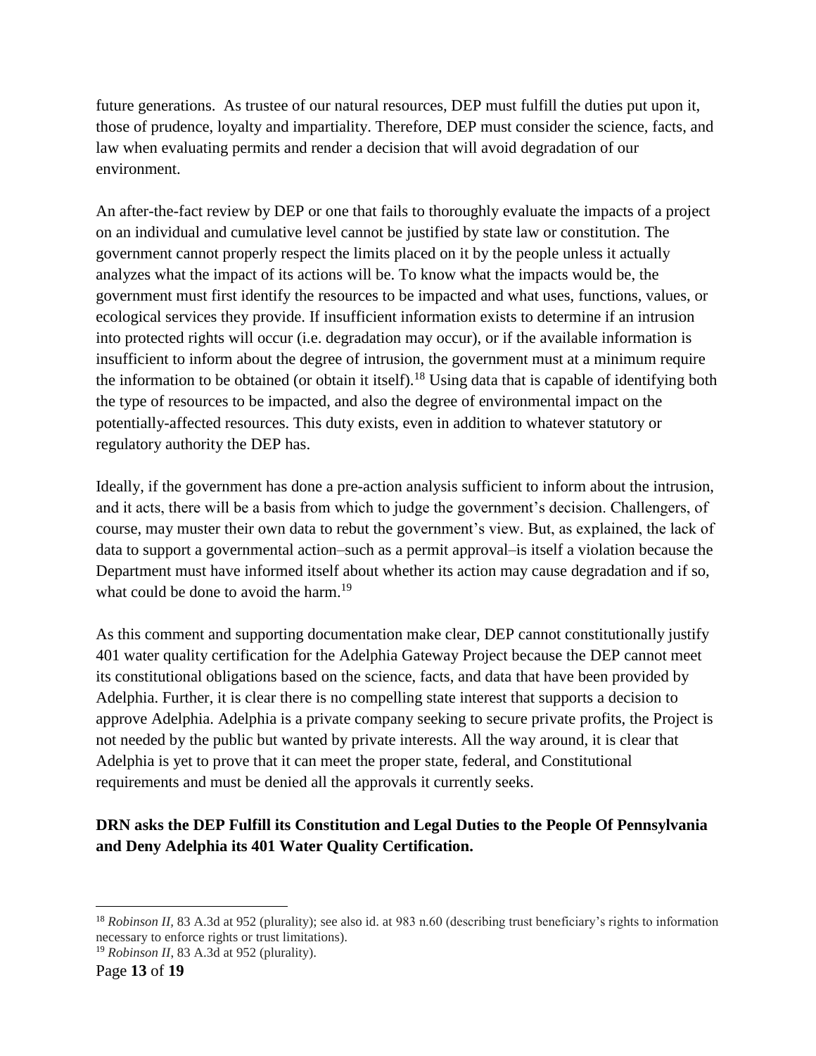future generations. As trustee of our natural resources, DEP must fulfill the duties put upon it, those of prudence, loyalty and impartiality. Therefore, DEP must consider the science, facts, and law when evaluating permits and render a decision that will avoid degradation of our environment.

An after-the-fact review by DEP or one that fails to thoroughly evaluate the impacts of a project on an individual and cumulative level cannot be justified by state law or constitution. The government cannot properly respect the limits placed on it by the people unless it actually analyzes what the impact of its actions will be. To know what the impacts would be, the government must first identify the resources to be impacted and what uses, functions, values, or ecological services they provide. If insufficient information exists to determine if an intrusion into protected rights will occur (i.e. degradation may occur), or if the available information is insufficient to inform about the degree of intrusion, the government must at a minimum require the information to be obtained (or obtain it itself).[18] Using data that is capable of identifying both the type of resources to be impacted, and also the degree of environmental impact on the potentially-affected resources. This duty exists, even in addition to whatever statutory or regulatory authority the DEP has.

Ideally, if the government has done a pre-action analysis sufficient to inform about the intrusion, and it acts, there will be a basis from which to judge the government's decision. Challengers, of course, may muster their own data to rebut the government's view. But, as explained, the lack of data to support a governmental action–such as a permit approval–is itself a violation because the Department must have informed itself about whether its action may cause degradation and if so, what could be done to avoid the harm.[19]

As this comment and supporting documentation make clear, DEP cannot constitutionally justify 401 water quality certification for the Adelphia Gateway Project because the DEP cannot meet its constitutional obligations based on the science, facts, and data that have been provided by Adelphia. Further, it is clear there is no compelling state interest that supports a decision to approve Adelphia. Adelphia is a private company seeking to secure private profits, the Project is not needed by the public but wanted by private interests. All the way around, it is clear that Adelphia is yet to prove that it can meet the proper state, federal, and Constitutional requirements and must be denied all the approvals it currently seeks.

**DRN asks the DEP Fulfill its Constitution and Legal Duties to the People Of Pennsylvania and Deny Adelphia its 401 Water Quality Certification.**

---

[18] *Robinson II*, 83 A.3d at 952 (plurality); see also id. at 983 n.60 (describing trust beneficiary's rights to information necessary to enforce rights or trust limitations).

[19] *Robinson II*, 83 A.3d at 952 (plurality).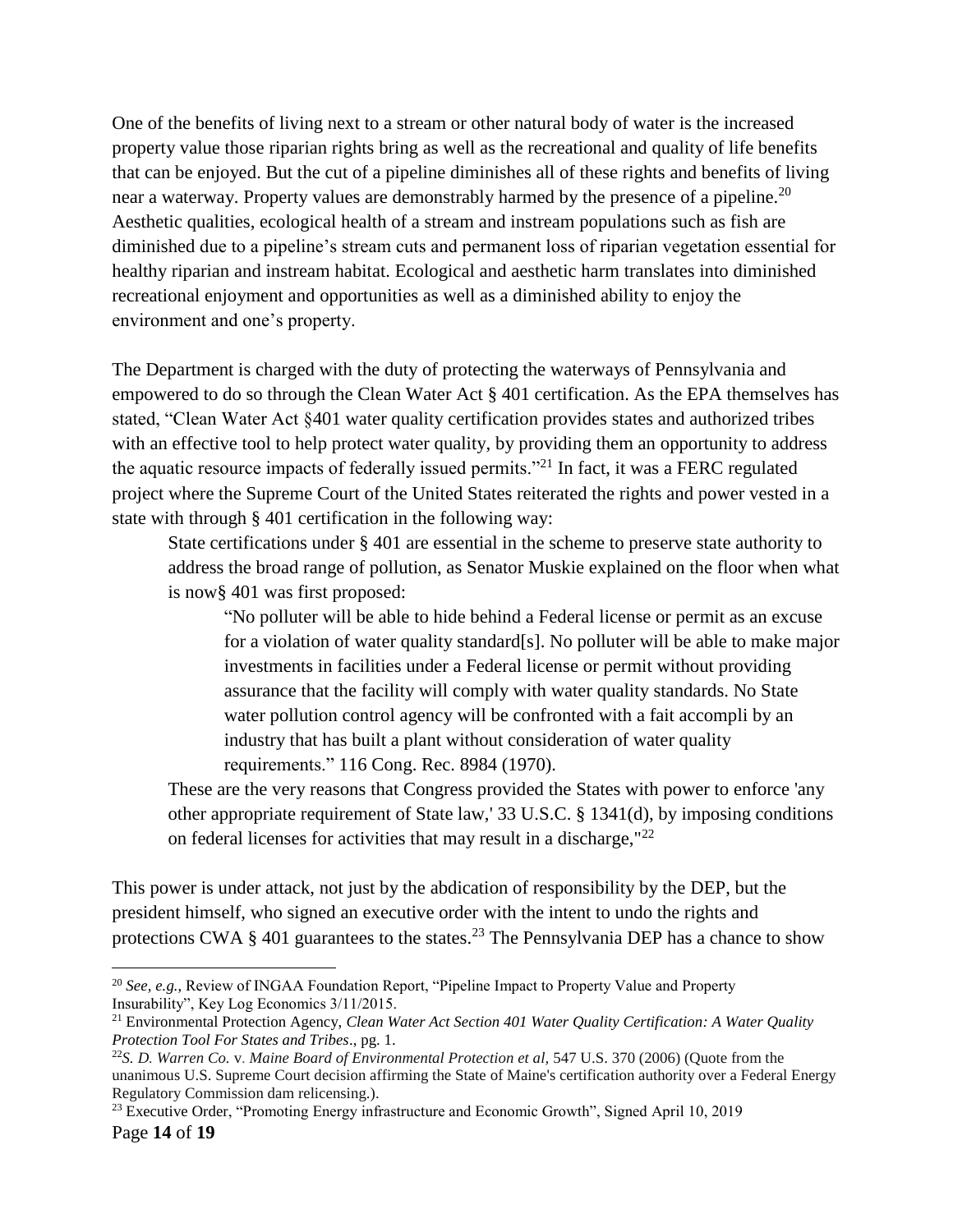One of the benefits of living next to a stream or other natural body of water is the increased property value those riparian rights bring as well as the recreational and quality of life benefits that can be enjoyed. But the cut of a pipeline diminishes all of these rights and benefits of living near a waterway. Property values are demonstrably harmed by the presence of a pipeline.[20] Aesthetic qualities, ecological health of a stream and instream populations such as fish are diminished due to a pipeline's stream cuts and permanent loss of riparian vegetation essential for healthy riparian and instream habitat. Ecological and aesthetic harm translates into diminished recreational enjoyment and opportunities as well as a diminished ability to enjoy the environment and one's property.

The Department is charged with the duty of protecting the waterways of Pennsylvania and empowered to do so through the Clean Water Act § 401 certification. As the EPA themselves has stated, "Clean Water Act §401 water quality certification provides states and authorized tribes with an effective tool to help protect water quality, by providing them an opportunity to address the aquatic resource impacts of federally issued permits."[21] In fact, it was a FERC regulated project where the Supreme Court of the United States reiterated the rights and power vested in a state with through § 401 certification in the following way:

> State certifications under § 401 are essential in the scheme to preserve state authority to address the broad range of pollution, as Senator Muskie explained on the floor when what is now§ 401 was first proposed:
>
> > "No polluter will be able to hide behind a Federal license or permit as an excuse for a violation of water quality standard[s]. No polluter will be able to make major investments in facilities under a Federal license or permit without providing assurance that the facility will comply with water quality standards. No State water pollution control agency will be confronted with a fait accompli by an industry that has built a plant without consideration of water quality requirements." 116 Cong. Rec. 8984 (1970).
>
> These are the very reasons that Congress provided the States with power to enforce 'any other appropriate requirement of State law,' 33 U.S.C. § 1341(d), by imposing conditions on federal licenses for activities that may result in a discharge,"[22]

This power is under attack, not just by the abdication of responsibility by the DEP, but the president himself, who signed an executive order with the intent to undo the rights and protections CWA § 401 guarantees to the states.[23] The Pennsylvania DEP has a chance to show

---

[20] *See, e.g.*, Review of INGAA Foundation Report, "Pipeline Impact to Property Value and Property Insurability", Key Log Economics 3/11/2015.

[21] Environmental Protection Agency, *Clean Water Act Section 401 Water Quality Certification: A Water Quality Protection Tool For States and Tribes*., pg. 1.

[22] *S. D. Warren Co.* v. *Maine Board of Environmental Protection et al*, 547 U.S. 370 (2006) (Quote from the unanimous U.S. Supreme Court decision affirming the State of Maine's certification authority over a Federal Energy Regulatory Commission dam relicensing.).

[23] Executive Order, "Promoting Energy infrastructure and Economic Growth", Signed April 10, 2019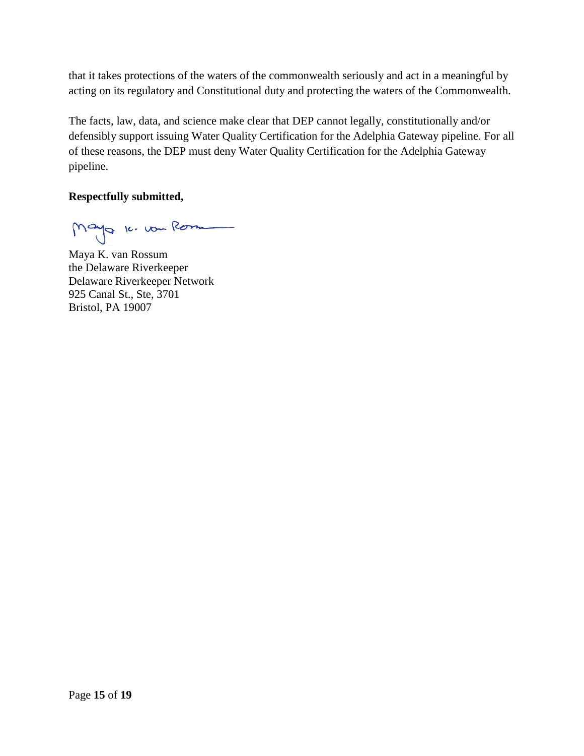that it takes protections of the waters of the commonwealth seriously and act in a meaningful by acting on its regulatory and Constitutional duty and protecting the waters of the Commonwealth.

The facts, law, data, and science make clear that DEP cannot legally, constitutionally and/or defensibly support issuing Water Quality Certification for the Adelphia Gateway pipeline. For all of these reasons, the DEP must deny Water Quality Certification for the Adelphia Gateway pipeline.

**Respectfully submitted,**

Maya K. van Rossum
the Delaware Riverkeeper
Delaware Riverkeeper Network
925 Canal St., Ste, 3701
Bristol, PA 19007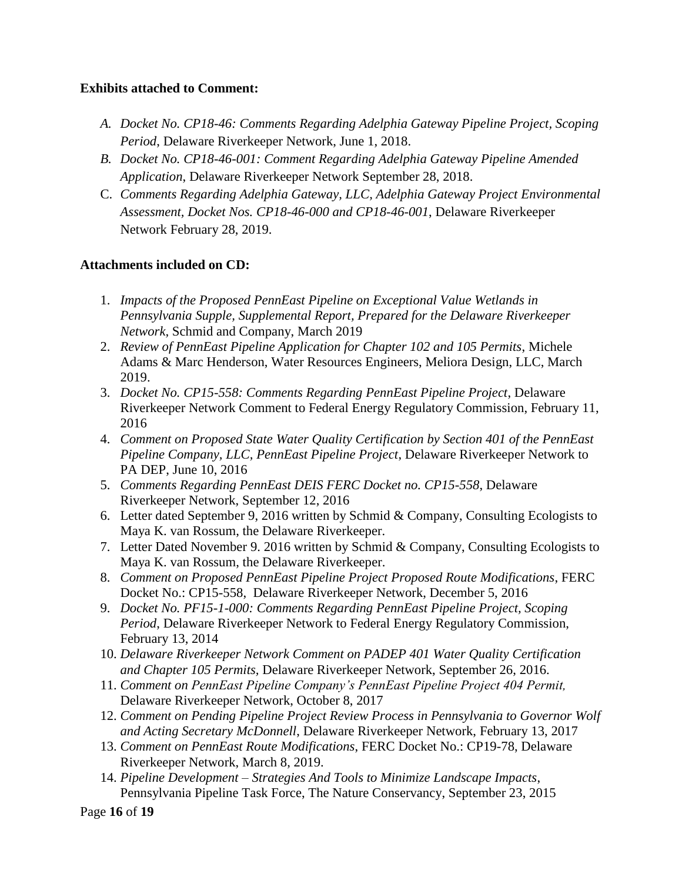**Exhibits attached to Comment:**

A. *Docket No. CP18-46: Comments Regarding Adelphia Gateway Pipeline Project, Scoping Period*, Delaware Riverkeeper Network, June 1, 2018.
B. *Docket No. CP18-46-001: Comment Regarding Adelphia Gateway Pipeline Amended Application*, Delaware Riverkeeper Network September 28, 2018.
C. *Comments Regarding Adelphia Gateway, LLC, Adelphia Gateway Project Environmental Assessment, Docket Nos. CP18-46-000 and CP18-46-001*, Delaware Riverkeeper Network February 28, 2019.

**Attachments included on CD:**

1. *Impacts of the Proposed PennEast Pipeline on Exceptional Value Wetlands in Pennsylvania Supple, Supplemental Report, Prepared for the Delaware Riverkeeper Network*, Schmid and Company, March 2019
2. *Review of PennEast Pipeline Application for Chapter 102 and 105 Permits*, Michele Adams & Marc Henderson, Water Resources Engineers, Meliora Design, LLC, March 2019.
3. *Docket No. CP15-558: Comments Regarding PennEast Pipeline Project*, Delaware Riverkeeper Network Comment to Federal Energy Regulatory Commission, February 11, 2016
4. *Comment on Proposed State Water Quality Certification by Section 401 of the PennEast Pipeline Company, LLC, PennEast Pipeline Project*, Delaware Riverkeeper Network to PA DEP, June 10, 2016
5. *Comments Regarding PennEast DEIS FERC Docket no. CP15-558*, Delaware Riverkeeper Network, September 12, 2016
6. Letter dated September 9, 2016 written by Schmid & Company, Consulting Ecologists to Maya K. van Rossum, the Delaware Riverkeeper.
7. Letter Dated November 9. 2016 written by Schmid & Company, Consulting Ecologists to Maya K. van Rossum, the Delaware Riverkeeper.
8. *Comment on Proposed PennEast Pipeline Project Proposed Route Modifications*, FERC Docket No.: CP15-558, Delaware Riverkeeper Network, December 5, 2016
9. *Docket No. PF15-1-000: Comments Regarding PennEast Pipeline Project, Scoping Period*, Delaware Riverkeeper Network to Federal Energy Regulatory Commission, February 13, 2014
10. *Delaware Riverkeeper Network Comment on PADEP 401 Water Quality Certification and Chapter 105 Permits*, Delaware Riverkeeper Network, September 26, 2016.
11. *Comment on PennEast Pipeline Company's PennEast Pipeline Project 404 Permit,* Delaware Riverkeeper Network, October 8, 2017
12. *Comment on Pending Pipeline Project Review Process in Pennsylvania to Governor Wolf and Acting Secretary McDonnell*, Delaware Riverkeeper Network, February 13, 2017
13. *Comment on PennEast Route Modifications*, FERC Docket No.: CP19-78, Delaware Riverkeeper Network, March 8, 2019.
14. *Pipeline Development – Strategies And Tools to Minimize Landscape Impacts*, Pennsylvania Pipeline Task Force, The Nature Conservancy, September 23, 2015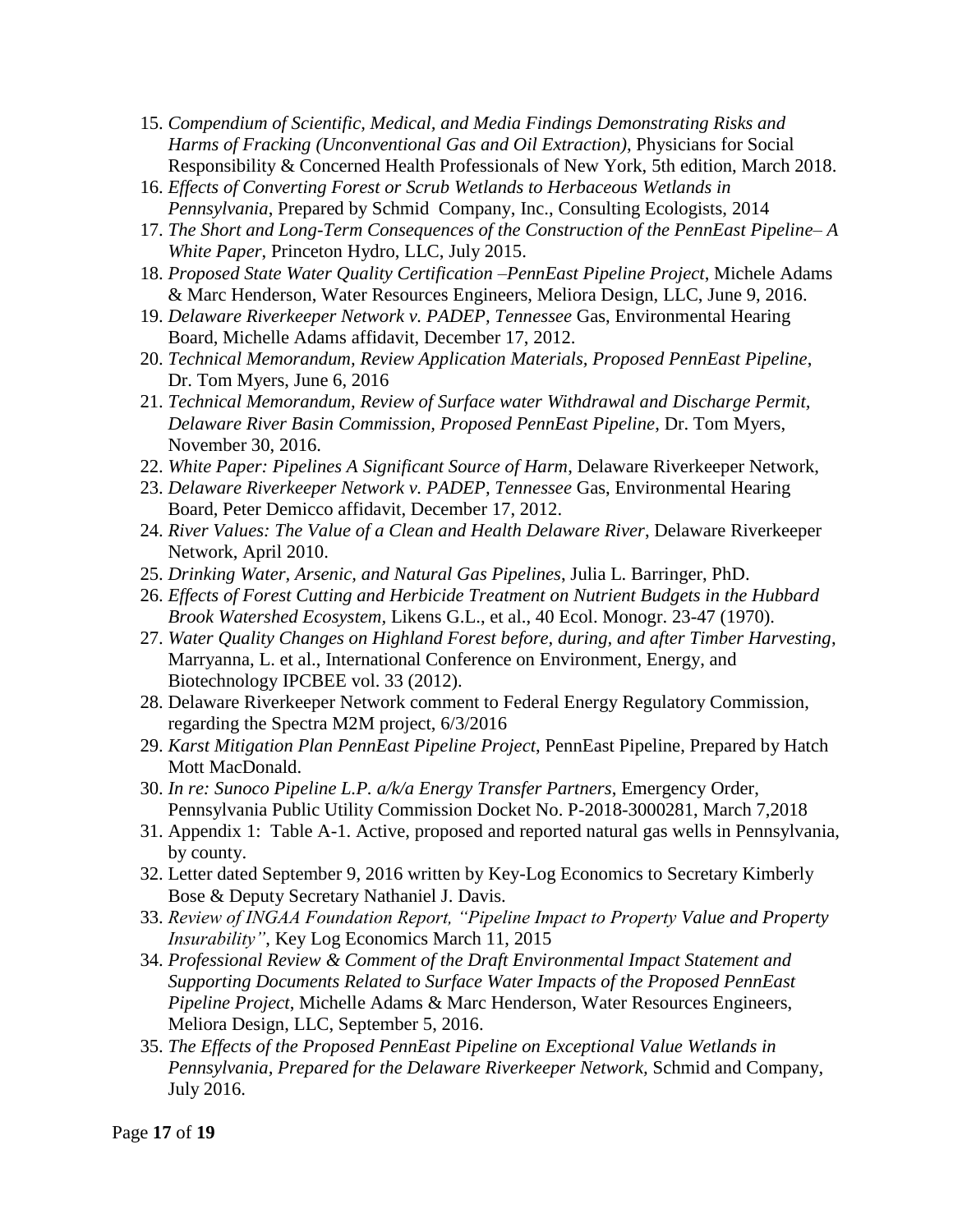15. *Compendium of Scientific, Medical, and Media Findings Demonstrating Risks and Harms of Fracking (Unconventional Gas and Oil Extraction)*, Physicians for Social Responsibility & Concerned Health Professionals of New York, 5th edition, March 2018.
16. *Effects of Converting Forest or Scrub Wetlands to Herbaceous Wetlands in Pennsylvania*, Prepared by Schmid Company, Inc., Consulting Ecologists, 2014
17. *The Short and Long-Term Consequences of the Construction of the PennEast Pipeline– A White Paper*, Princeton Hydro, LLC, July 2015.
18. *Proposed State Water Quality Certification –PennEast Pipeline Project*, Michele Adams & Marc Henderson, Water Resources Engineers, Meliora Design, LLC, June 9, 2016.
19. *Delaware Riverkeeper Network v. PADEP, Tennessee* Gas, Environmental Hearing Board, Michelle Adams affidavit, December 17, 2012.
20. *Technical Memorandum, Review Application Materials, Proposed PennEast Pipeline*, Dr. Tom Myers, June 6, 2016
21. *Technical Memorandum, Review of Surface water Withdrawal and Discharge Permit, Delaware River Basin Commission, Proposed PennEast Pipeline*, Dr. Tom Myers, November 30, 2016.
22. *White Paper: Pipelines A Significant Source of Harm*, Delaware Riverkeeper Network,
23. *Delaware Riverkeeper Network v. PADEP, Tennessee* Gas, Environmental Hearing Board, Peter Demicco affidavit, December 17, 2012.
24. *River Values: The Value of a Clean and Health Delaware River*, Delaware Riverkeeper Network, April 2010.
25. *Drinking Water, Arsenic, and Natural Gas Pipelines*, Julia L. Barringer, PhD.
26. *Effects of Forest Cutting and Herbicide Treatment on Nutrient Budgets in the Hubbard Brook Watershed Ecosystem*, Likens G.L., et al., 40 Ecol. Monogr. 23-47 (1970).
27. *Water Quality Changes on Highland Forest before, during, and after Timber Harvesting*, Marryanna, L. et al., International Conference on Environment, Energy, and Biotechnology IPCBEE vol. 33 (2012).
28. Delaware Riverkeeper Network comment to Federal Energy Regulatory Commission, regarding the Spectra M2M project, 6/3/2016
29. *Karst Mitigation Plan PennEast Pipeline Project*, PennEast Pipeline, Prepared by Hatch Mott MacDonald.
30. *In re: Sunoco Pipeline L.P. a/k/a Energy Transfer Partners*, Emergency Order, Pennsylvania Public Utility Commission Docket No. P-2018-3000281, March 7,2018
31. Appendix 1: Table A-1. Active, proposed and reported natural gas wells in Pennsylvania, by county.
32. Letter dated September 9, 2016 written by Key-Log Economics to Secretary Kimberly Bose & Deputy Secretary Nathaniel J. Davis.
33. *Review of INGAA Foundation Report, "Pipeline Impact to Property Value and Property Insurability"*, Key Log Economics March 11, 2015
34. *Professional Review & Comment of the Draft Environmental Impact Statement and Supporting Documents Related to Surface Water Impacts of the Proposed PennEast Pipeline Project*, Michelle Adams & Marc Henderson, Water Resources Engineers, Meliora Design, LLC, September 5, 2016.
35. *The Effects of the Proposed PennEast Pipeline on Exceptional Value Wetlands in Pennsylvania, Prepared for the Delaware Riverkeeper Network,* Schmid and Company, July 2016.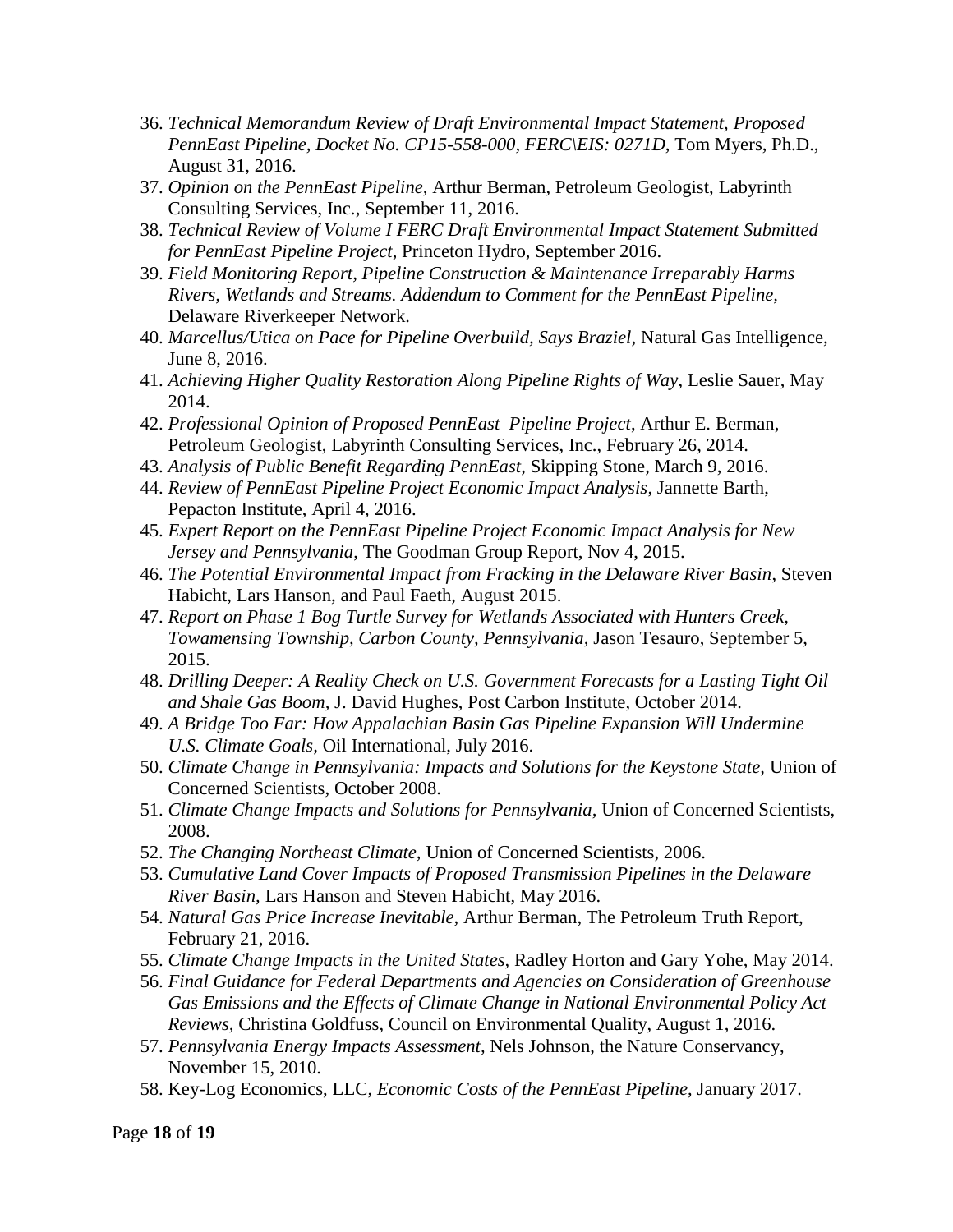36. *Technical Memorandum Review of Draft Environmental Impact Statement, Proposed PennEast Pipeline, Docket No. CP15-558-000, FERC\EIS: 0271D,* Tom Myers, Ph.D., August 31, 2016.
37. *Opinion on the PennEast Pipeline,* Arthur Berman, Petroleum Geologist, Labyrinth Consulting Services, Inc., September 11, 2016.
38. *Technical Review of Volume I FERC Draft Environmental Impact Statement Submitted for PennEast Pipeline Project*, Princeton Hydro, September 2016.
39. *Field Monitoring Report, Pipeline Construction & Maintenance Irreparably Harms Rivers, Wetlands and Streams. Addendum to Comment for the PennEast Pipeline,* Delaware Riverkeeper Network.
40. *Marcellus/Utica on Pace for Pipeline Overbuild, Says Braziel,* Natural Gas Intelligence, June 8, 2016.
41. *Achieving Higher Quality Restoration Along Pipeline Rights of Way*, Leslie Sauer, May 2014.
42. *Professional Opinion of Proposed PennEast Pipeline Project*, Arthur E. Berman, Petroleum Geologist, Labyrinth Consulting Services, Inc., February 26, 2014.
43. *Analysis of Public Benefit Regarding PennEast*, Skipping Stone, March 9, 2016.
44. *Review of PennEast Pipeline Project Economic Impact Analysis*, Jannette Barth, Pepacton Institute, April 4, 2016.
45. *Expert Report on the PennEast Pipeline Project Economic Impact Analysis for New Jersey and Pennsylvania*, The Goodman Group Report, Nov 4, 2015.
46. *The Potential Environmental Impact from Fracking in the Delaware River Basin*, Steven Habicht, Lars Hanson, and Paul Faeth, August 2015.
47. *Report on Phase 1 Bog Turtle Survey for Wetlands Associated with Hunters Creek, Towamensing Township, Carbon County, Pennsylvania,* Jason Tesauro, September 5, 2015.
48. *Drilling Deeper: A Reality Check on U.S. Government Forecasts for a Lasting Tight Oil and Shale Gas Boom,* J. David Hughes, Post Carbon Institute, October 2014.
49. *A Bridge Too Far: How Appalachian Basin Gas Pipeline Expansion Will Undermine U.S. Climate Goals,* Oil International, July 2016.
50. *Climate Change in Pennsylvania: Impacts and Solutions for the Keystone State,* Union of Concerned Scientists, October 2008.
51. *Climate Change Impacts and Solutions for Pennsylvania,* Union of Concerned Scientists, 2008.
52. *The Changing Northeast Climate,* Union of Concerned Scientists, 2006.
53. *Cumulative Land Cover Impacts of Proposed Transmission Pipelines in the Delaware River Basin,* Lars Hanson and Steven Habicht, May 2016.
54. *Natural Gas Price Increase Inevitable,* Arthur Berman, The Petroleum Truth Report, February 21, 2016.
55. *Climate Change Impacts in the United States,* Radley Horton and Gary Yohe, May 2014.
56. *Final Guidance for Federal Departments and Agencies on Consideration of Greenhouse Gas Emissions and the Effects of Climate Change in National Environmental Policy Act Reviews,* Christina Goldfuss, Council on Environmental Quality, August 1, 2016.
57. *Pennsylvania Energy Impacts Assessment,* Nels Johnson, the Nature Conservancy, November 15, 2010.
58. Key-Log Economics, LLC, *Economic Costs of the PennEast Pipeline*, January 2017.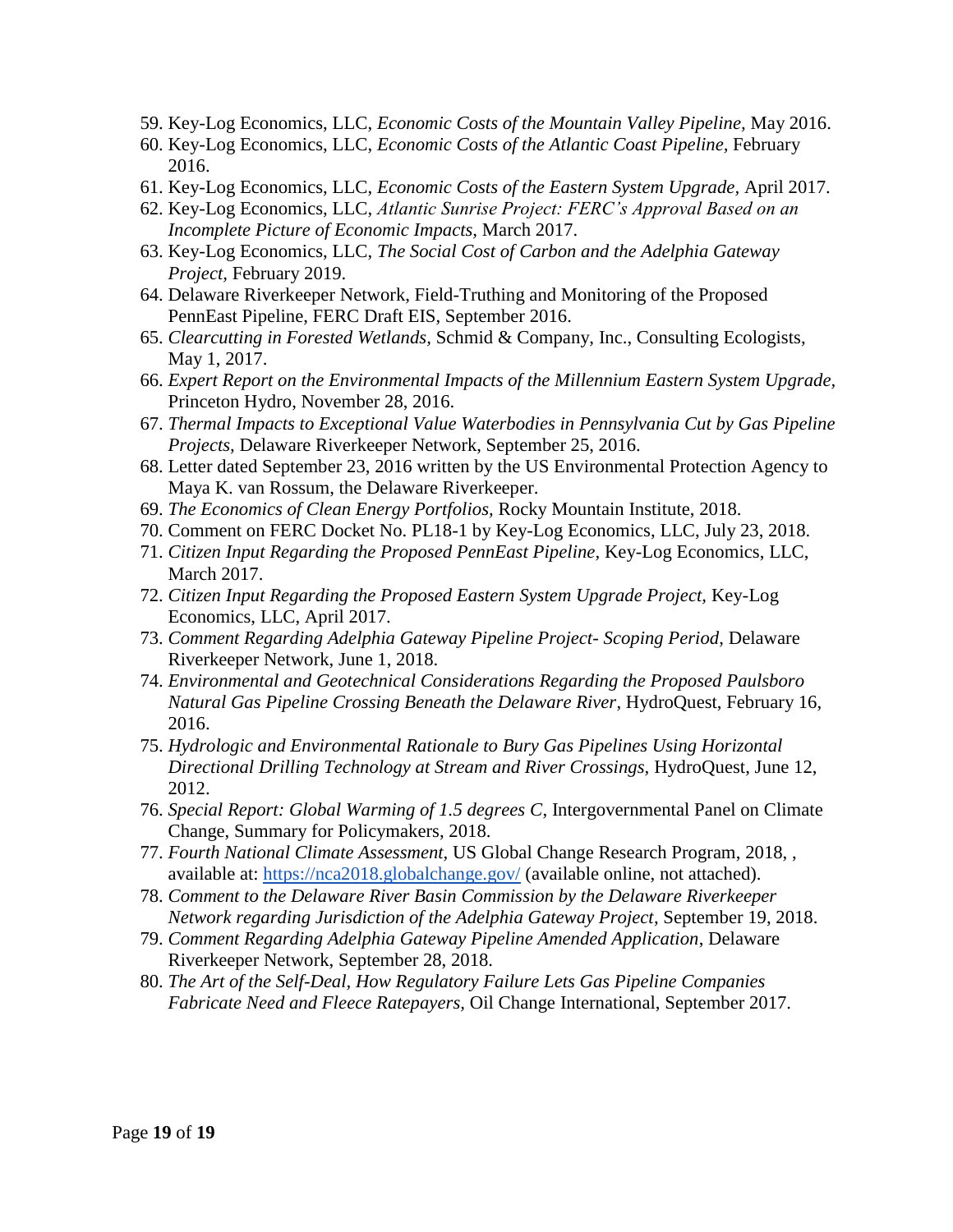59. Key-Log Economics, LLC, *Economic Costs of the Mountain Valley Pipeline,* May 2016.
60. Key-Log Economics, LLC, *Economic Costs of the Atlantic Coast Pipeline,* February 2016.
61. Key-Log Economics, LLC, *Economic Costs of the Eastern System Upgrade,* April 2017.
62. Key-Log Economics, LLC, *Atlantic Sunrise Project: FERC's Approval Based on an Incomplete Picture of Economic Impacts,* March 2017.
63. Key-Log Economics, LLC, *The Social Cost of Carbon and the Adelphia Gateway Project*, February 2019.
64. Delaware Riverkeeper Network, Field-Truthing and Monitoring of the Proposed PennEast Pipeline, FERC Draft EIS, September 2016.
65. *Clearcutting in Forested Wetlands*, Schmid & Company, Inc., Consulting Ecologists, May 1, 2017.
66. *Expert Report on the Environmental Impacts of the Millennium Eastern System Upgrade*, Princeton Hydro, November 28, 2016.
67. *Thermal Impacts to Exceptional Value Waterbodies in Pennsylvania Cut by Gas Pipeline Projects,* Delaware Riverkeeper Network, September 25, 2016.
68. Letter dated September 23, 2016 written by the US Environmental Protection Agency to Maya K. van Rossum, the Delaware Riverkeeper.
69. *The Economics of Clean Energy Portfolios,* Rocky Mountain Institute, 2018.
70. Comment on FERC Docket No. PL18-1 by Key-Log Economics, LLC, July 23, 2018.
71. *Citizen Input Regarding the Proposed PennEast Pipeline,* Key-Log Economics, LLC, March 2017.
72. *Citizen Input Regarding the Proposed Eastern System Upgrade Project,* Key-Log Economics, LLC, April 2017.
73. *Comment Regarding Adelphia Gateway Pipeline Project- Scoping Period,* Delaware Riverkeeper Network, June 1, 2018.
74. *Environmental and Geotechnical Considerations Regarding the Proposed Paulsboro Natural Gas Pipeline Crossing Beneath the Delaware River*, HydroQuest, February 16, 2016.
75. *Hydrologic and Environmental Rationale to Bury Gas Pipelines Using Horizontal Directional Drilling Technology at Stream and River Crossings,* HydroQuest, June 12, 2012.
76. *Special Report: Global Warming of 1.5 degrees C*, Intergovernmental Panel on Climate Change, Summary for Policymakers, 2018.
77. *Fourth National Climate Assessment*, US Global Change Research Program, 2018, , available at: https://nca2018.globalchange.gov/ (available online, not attached).
78. *Comment to the Delaware River Basin Commission by the Delaware Riverkeeper Network regarding Jurisdiction of the Adelphia Gateway Project,* September 19, 2018.
79. *Comment Regarding Adelphia Gateway Pipeline Amended Application*, Delaware Riverkeeper Network, September 28, 2018.
80. *The Art of the Self-Deal, How Regulatory Failure Lets Gas Pipeline Companies Fabricate Need and Fleece Ratepayers,* Oil Change International, September 2017.